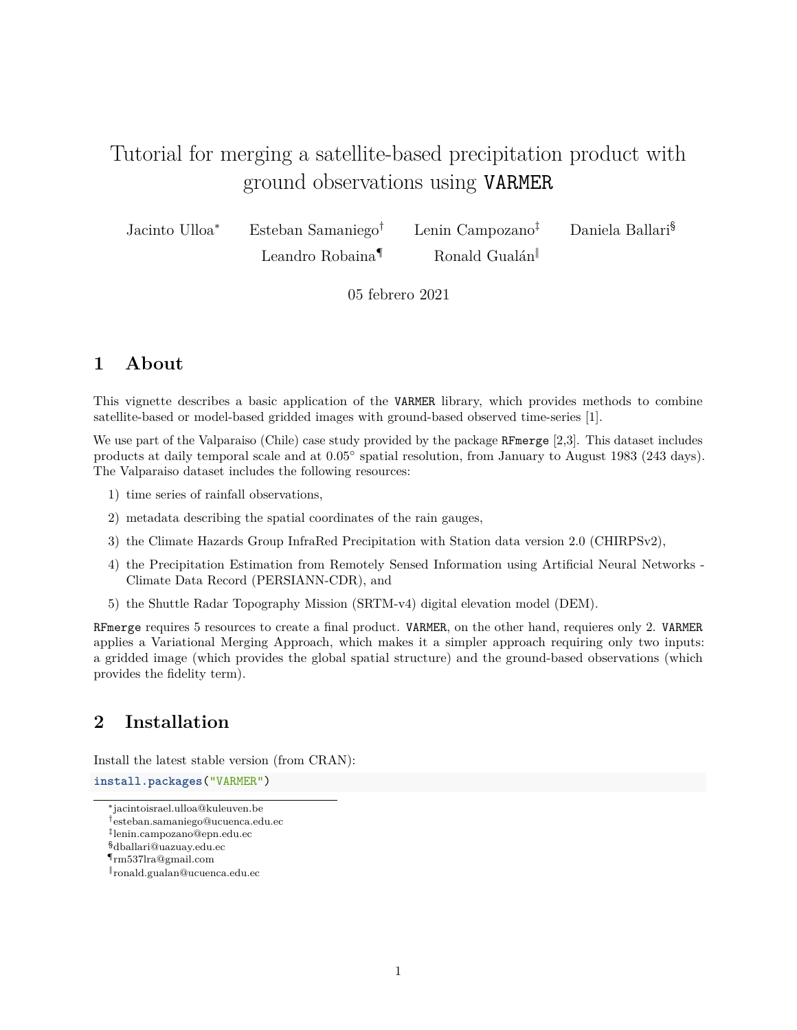# Tutorial for merging a satellite-based precipitation product with ground observations using VARMER

Jacinto Ulloa[*] Esteban Samaniego[†] Lenin Campozano[‡] Daniela Ballari[§] Leandro Robaina[¶] Ronald Gualán[‖]

05 febrero 2021

## 1 About

This vignette describes a basic application of the `VARMER` library, which provides methods to combine satellite-based or model-based gridded images with ground-based observed time-series [1].

We use part of the Valparaiso (Chile) case study provided by the package `RFmerge` [2,3]. This dataset includes products at daily temporal scale and at 0.05° spatial resolution, from January to August 1983 (243 days). The Valparaiso dataset includes the following resources:

1) time series of rainfall observations,
2) metadata describing the spatial coordinates of the rain gauges,
3) the Climate Hazards Group InfraRed Precipitation with Station data version 2.0 (CHIRPSv2),
4) the Precipitation Estimation from Remotely Sensed Information using Artificial Neural Networks - Climate Data Record (PERSIANN-CDR), and
5) the Shuttle Radar Topography Mission (SRTM-v4) digital elevation model (DEM).

`RFmerge` requires 5 resources to create a final product. `VARMER`, on the other hand, requieres only 2. `VARMER` applies a Variational Merging Approach, which makes it a simpler approach requiring only two inputs: a gridded image (which provides the global spatial structure) and the ground-based observations (which provides the fidelity term).

## 2 Installation

Install the latest stable version (from CRAN):

```
install.packages("VARMER")
```

[*] jacintoisrael.ulloa@kuleuven.be
[†] esteban.samaniego@ucuenca.edu.ec
[‡] lenin.campozano@epn.edu.ec
[§] dballari@uazuay.edu.ec
[¶] rm537lra@gmail.com
[‖] ronald.gualan@ucuenca.edu.ec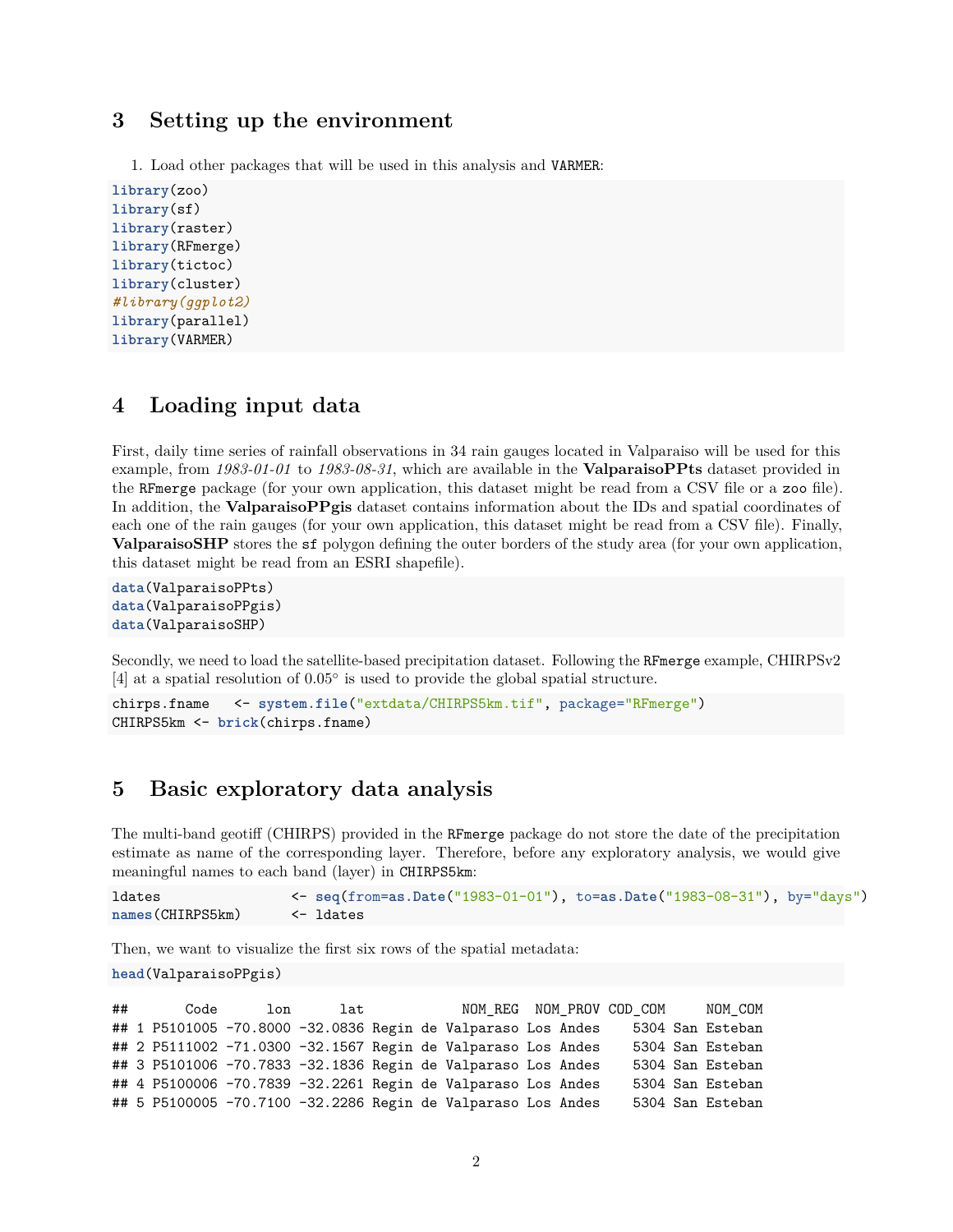## 3 Setting up the environment

1. Load other packages that will be used in this analysis and `VARMER`:

```
library(zoo)
library(sf)
library(raster)
library(RFmerge)
library(tictoc)
library(cluster)
#library(ggplot2)
library(parallel)
library(VARMER)
```

## 4 Loading input data

First, daily time series of rainfall observations in 34 rain gauges located in Valparaiso will be used for this example, from *1983-01-01* to *1983-08-31*, which are available in the **ValparaisoPPts** dataset provided in the `RFmerge` package (for your own application, this dataset might be read from a CSV file or a `zoo` file). In addition, the **ValparaisoPPgis** dataset contains information about the IDs and spatial coordinates of each one of the rain gauges (for your own application, this dataset might be read from a CSV file). Finally, **ValparaisoSHP** stores the `sf` polygon defining the outer borders of the study area (for your own application, this dataset might be read from an ESRI shapefile).

```
data(ValparaisoPPts)
data(ValparaisoPPgis)
data(ValparaisoSHP)
```

Secondly, we need to load the satellite-based precipitation dataset. Following the `RFmerge` example, CHIRPSv2 [4] at a spatial resolution of 0.05° is used to provide the global spatial structure.

```
chirps.fname   <- system.file("extdata/CHIRPS5km.tif", package="RFmerge")
CHIRPS5km <- brick(chirps.fname)
```

## 5 Basic exploratory data analysis

The multi-band geotiff (CHIRPS) provided in the `RFmerge` package do not store the date of the precipitation estimate as name of the corresponding layer. Therefore, before any exploratory analysis, we would give meaningful names to each band (layer) in `CHIRPS5km`:

```
ldates                <- seq(from=as.Date("1983-01-01"), to=as.Date("1983-08-31"), by="days")
names(CHIRPS5km)      <- ldates
```

Then, we want to visualize the first six rows of the spatial metadata:

```
head(ValparaisoPPgis)
```

```
##       Code      lon      lat            NOM_REG  NOM_PROV COD_COM     NOM_COM
## 1 P5101005 -70.8000 -32.0836 Regin de Valparaso Los Andes    5304 San Esteban
## 2 P5111002 -71.0300 -32.1567 Regin de Valparaso Los Andes    5304 San Esteban
## 3 P5101006 -70.7833 -32.1836 Regin de Valparaso Los Andes    5304 San Esteban
## 4 P5100006 -70.7839 -32.2261 Regin de Valparaso Los Andes    5304 San Esteban
## 5 P5100005 -70.7100 -32.2286 Regin de Valparaso Los Andes    5304 San Esteban
```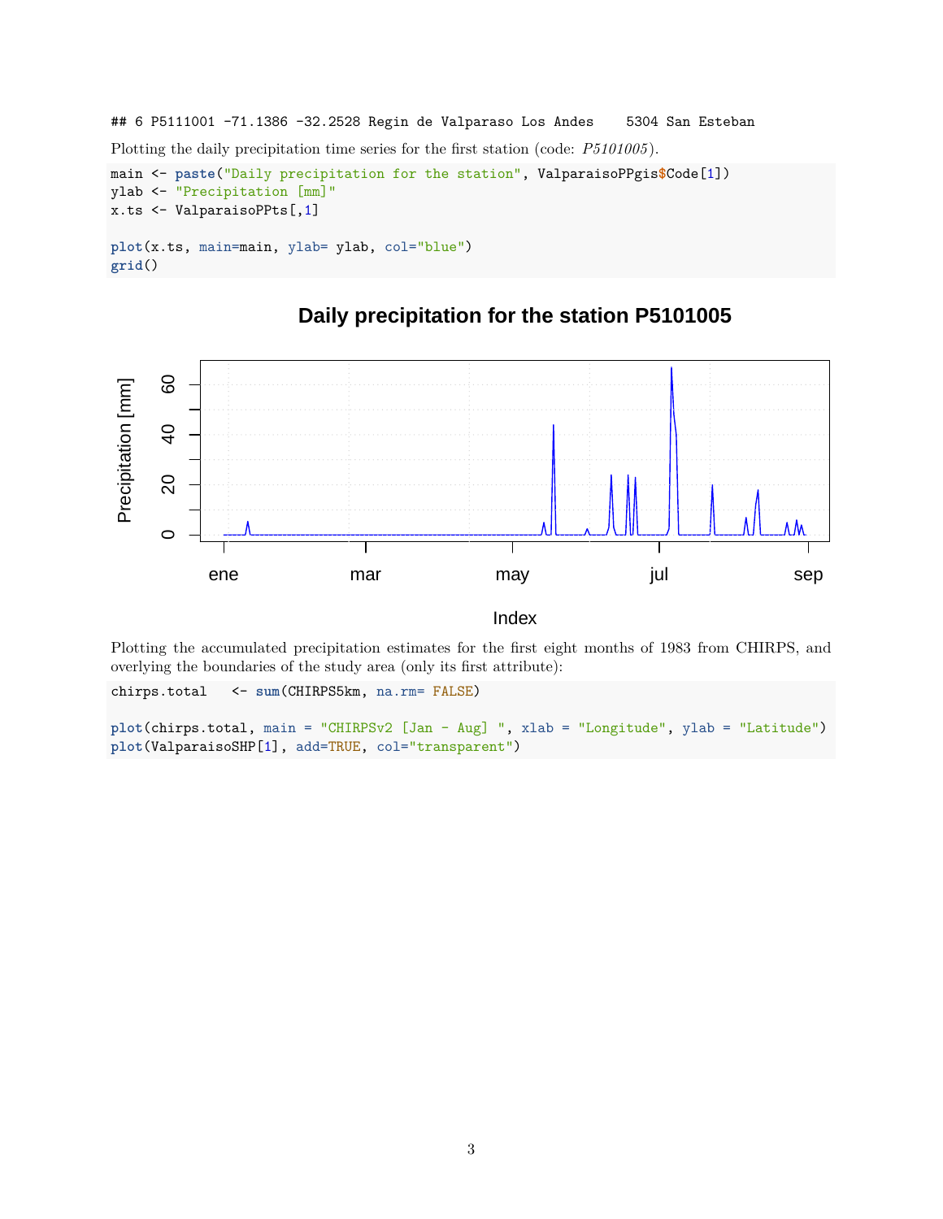```
## 6 P5111001 -71.1386 -32.2528 Regin de Valparaso Los Andes    5304 San Esteban
```

Plotting the daily precipitation time series for the first station (code: *P5101005*).

```
main <- paste("Daily precipitation for the station", ValparaisoPPgis$Code[1])
ylab <- "Precipitation [mm]"
x.ts <- ValparaisoPPts[,1]

plot(x.ts, main=main, ylab= ylab, col="blue")
grid()
```

Plotting the accumulated precipitation estimates for the first eight months of 1983 from CHIRPS, and overlying the boundaries of the study area (only its first attribute):

```
chirps.total   <- sum(CHIRPS5km, na.rm= FALSE)

plot(chirps.total, main = "CHIRPSv2 [Jan - Aug] ", xlab = "Longitude", ylab = "Latitude")
plot(ValparaisoSHP[1], add=TRUE, col="transparent")
```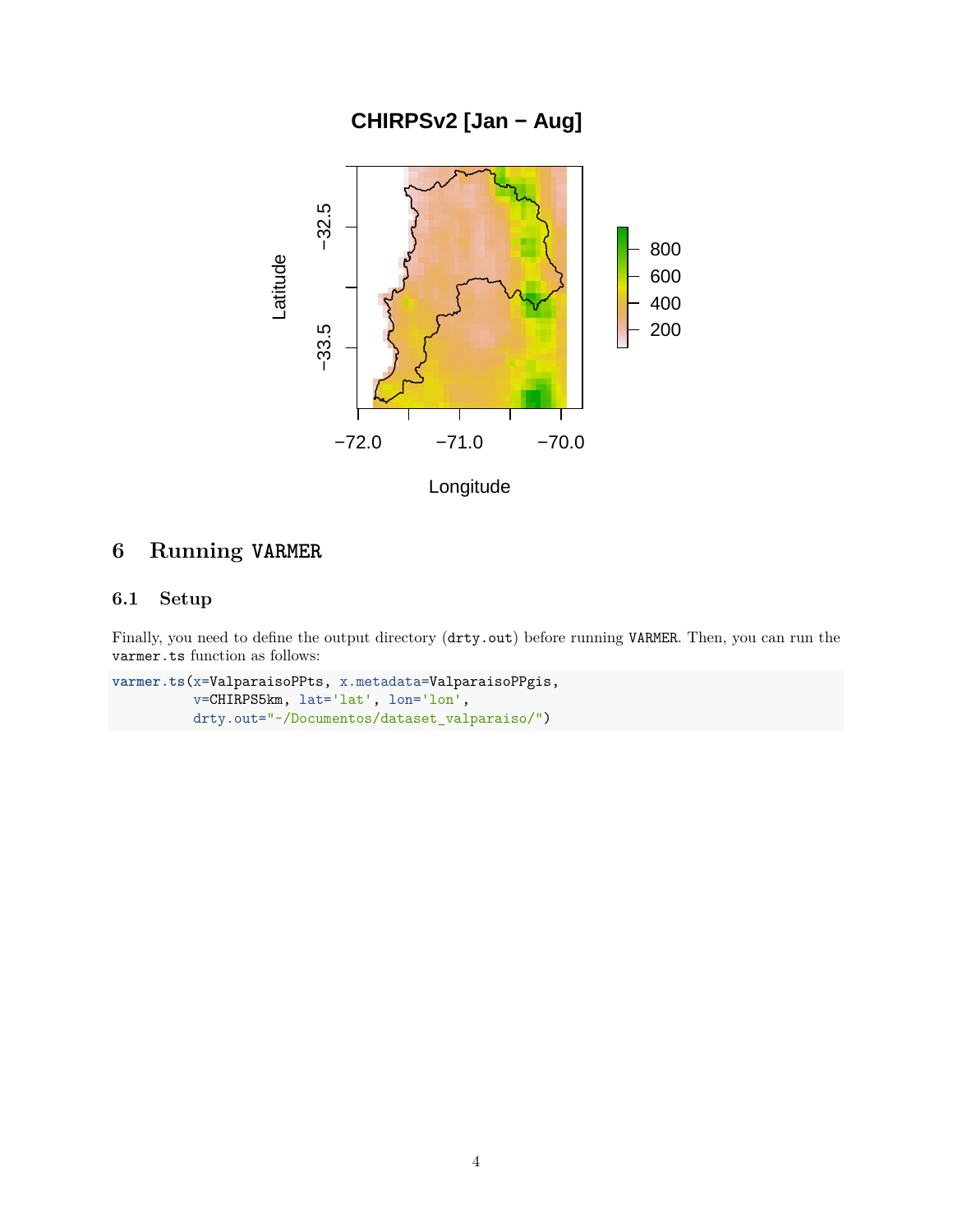## 6 Running VARMER

### 6.1 Setup

Finally, you need to define the output directory (`drty.out`) before running `VARMER`. Then, you can run the `varmer.ts` function as follows:

```
varmer.ts(x=ValparaisoPPts, x.metadata=ValparaisoPPgis,
          v=CHIRPS5km, lat='lat', lon='lon',
          drty.out="~/Documentos/dataset_valparaiso/")
```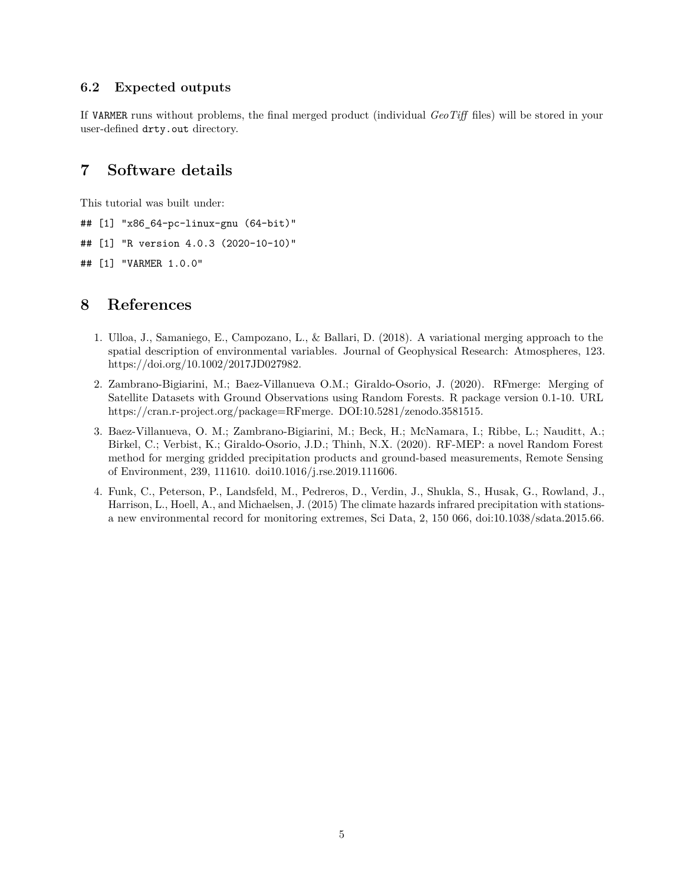### 6.2 Expected outputs

If `VARMER` runs without problems, the final merged product (individual *GeoTiff* files) will be stored in your user-defined `drty.out` directory.

## 7 Software details

This tutorial was built under:

```
## [1] "x86_64-pc-linux-gnu (64-bit)"
## [1] "R version 4.0.3 (2020-10-10)"
## [1] "VARMER 1.0.0"
```

## 8 References

1. Ulloa, J., Samaniego, E., Campozano, L., & Ballari, D. (2018). A variational merging approach to the spatial description of environmental variables. Journal of Geophysical Research: Atmospheres, 123. https://doi.org/10.1002/2017JD027982.

2. Zambrano-Bigiarini, M.; Baez-Villanueva O.M.; Giraldo-Osorio, J. (2020). RFmerge: Merging of Satellite Datasets with Ground Observations using Random Forests. R package version 0.1-10. URL https://cran.r-project.org/package=RFmerge. DOI:10.5281/zenodo.3581515.

3. Baez-Villanueva, O. M.; Zambrano-Bigiarini, M.; Beck, H.; McNamara, I.; Ribbe, L.; Nauditt, A.; Birkel, C.; Verbist, K.; Giraldo-Osorio, J.D.; Thinh, N.X. (2020). RF-MEP: a novel Random Forest method for merging gridded precipitation products and ground-based measurements, Remote Sensing of Environment, 239, 111610. doi10.1016/j.rse.2019.111606.

4. Funk, C., Peterson, P., Landsfeld, M., Pedreros, D., Verdin, J., Shukla, S., Husak, G., Rowland, J., Harrison, L., Hoell, A., and Michaelsen, J. (2015) The climate hazards infrared precipitation with stations-a new environmental record for monitoring extremes, Sci Data, 2, 150 066, doi:10.1038/sdata.2015.66.